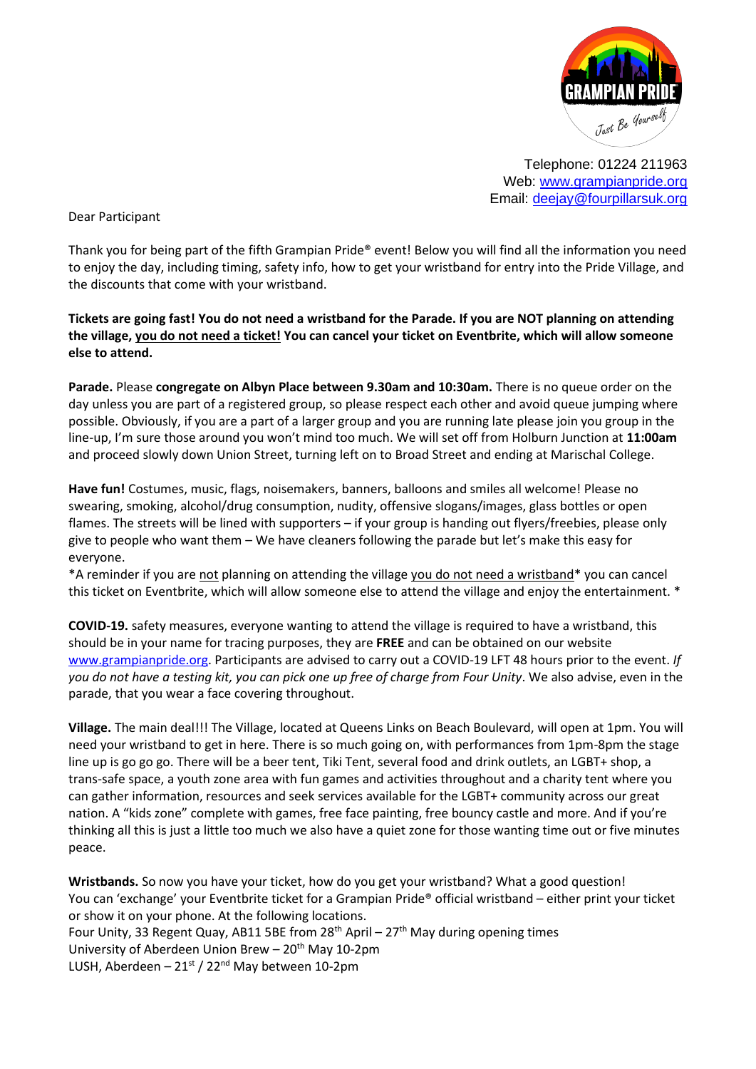GRAMPIAN PRIDE
Just Be Yourself

Telephone: 01224 211963
Web: www.grampianpride.org
Email: deejay@fourpillarsuk.org

Dear Participant

Thank you for being part of the fifth Grampian Pride® event! Below you will find all the information you need to enjoy the day, including timing, safety info, how to get your wristband for entry into the Pride Village, and the discounts that come with your wristband.

**Tickets are going fast! You do not need a wristband for the Parade. If you are NOT planning on attending the village, you do not need a ticket! You can cancel your ticket on Eventbrite, which will allow someone else to attend.**

**Parade.** Please **congregate on Albyn Place between 9.30am and 10:30am.** There is no queue order on the day unless you are part of a registered group, so please respect each other and avoid queue jumping where possible. Obviously, if you are a part of a larger group and you are running late please join you group in the line-up, I'm sure those around you won't mind too much. We will set off from Holburn Junction at **11:00am** and proceed slowly down Union Street, turning left on to Broad Street and ending at Marischal College.

**Have fun!** Costumes, music, flags, noisemakers, banners, balloons and smiles all welcome! Please no swearing, smoking, alcohol/drug consumption, nudity, offensive slogans/images, glass bottles or open flames. The streets will be lined with supporters – if your group is handing out flyers/freebies, please only give to people who want them – We have cleaners following the parade but let's make this easy for everyone.
*A reminder if you are not planning on attending the village you do not need a wristband* you can cancel this ticket on Eventbrite, which will allow someone else to attend the village and enjoy the entertainment. *

**COVID-19.** safety measures, everyone wanting to attend the village is required to have a wristband, this should be in your name for tracing purposes, they are **FREE** and can be obtained on our website www.grampianpride.org. Participants are advised to carry out a COVID-19 LFT 48 hours prior to the event. *If you do not have a testing kit, you can pick one up free of charge from Four Unity*. We also advise, even in the parade, that you wear a face covering throughout.

**Village.** The main deal!!! The Village, located at Queens Links on Beach Boulevard, will open at 1pm. You will need your wristband to get in here. There is so much going on, with performances from 1pm-8pm the stage line up is go go go. There will be a beer tent, Tiki Tent, several food and drink outlets, an LGBT+ shop, a trans-safe space, a youth zone area with fun games and activities throughout and a charity tent where you can gather information, resources and seek services available for the LGBT+ community across our great nation. A "kids zone" complete with games, free face painting, free bouncy castle and more. And if you're thinking all this is just a little too much we also have a quiet zone for those wanting time out or five minutes peace.

**Wristbands.** So now you have your ticket, how do you get your wristband? What a good question!
You can 'exchange' your Eventbrite ticket for a Grampian Pride® official wristband – either print your ticket or show it on your phone. At the following locations.
Four Unity, 33 Regent Quay, AB11 5BE from 28th April – 27th May during opening times
University of Aberdeen Union Brew – 20th May 10-2pm
LUSH, Aberdeen – 21st / 22nd May between 10-2pm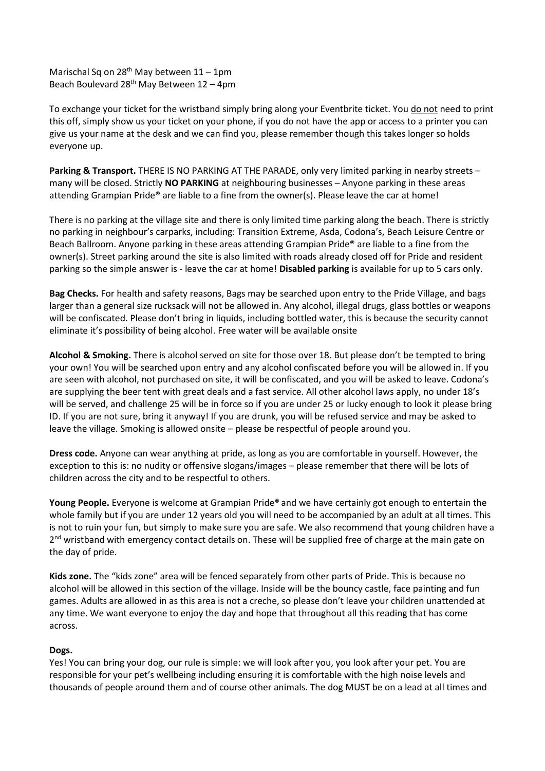Marischal Sq on 28th May between 11 – 1pm
Beach Boulevard 28th May Between 12 – 4pm

To exchange your ticket for the wristband simply bring along your Eventbrite ticket. You do not need to print this off, simply show us your ticket on your phone, if you do not have the app or access to a printer you can give us your name at the desk and we can find you, please remember though this takes longer so holds everyone up.

**Parking & Transport.** THERE IS NO PARKING AT THE PARADE, only very limited parking in nearby streets – many will be closed. Strictly **NO PARKING** at neighbouring businesses – Anyone parking in these areas attending Grampian Pride® are liable to a fine from the owner(s). Please leave the car at home!

There is no parking at the village site and there is only limited time parking along the beach. There is strictly no parking in neighbour's carparks, including: Transition Extreme, Asda, Codona's, Beach Leisure Centre or Beach Ballroom. Anyone parking in these areas attending Grampian Pride® are liable to a fine from the owner(s). Street parking around the site is also limited with roads already closed off for Pride and resident parking so the simple answer is - leave the car at home! **Disabled parking** is available for up to 5 cars only.

**Bag Checks.** For health and safety reasons, Bags may be searched upon entry to the Pride Village, and bags larger than a general size rucksack will not be allowed in. Any alcohol, illegal drugs, glass bottles or weapons will be confiscated. Please don't bring in liquids, including bottled water, this is because the security cannot eliminate it's possibility of being alcohol. Free water will be available onsite

**Alcohol & Smoking.** There is alcohol served on site for those over 18. But please don't be tempted to bring your own! You will be searched upon entry and any alcohol confiscated before you will be allowed in. If you are seen with alcohol, not purchased on site, it will be confiscated, and you will be asked to leave. Codona's are supplying the beer tent with great deals and a fast service. All other alcohol laws apply, no under 18's will be served, and challenge 25 will be in force so if you are under 25 or lucky enough to look it please bring ID. If you are not sure, bring it anyway! If you are drunk, you will be refused service and may be asked to leave the village. Smoking is allowed onsite – please be respectful of people around you.

**Dress code.** Anyone can wear anything at pride, as long as you are comfortable in yourself. However, the exception to this is: no nudity or offensive slogans/images – please remember that there will be lots of children across the city and to be respectful to others.

**Young People.** Everyone is welcome at Grampian Pride® and we have certainly got enough to entertain the whole family but if you are under 12 years old you will need to be accompanied by an adult at all times. This is not to ruin your fun, but simply to make sure you are safe. We also recommend that young children have a 2nd wristband with emergency contact details on. These will be supplied free of charge at the main gate on the day of pride.

**Kids zone.** The "kids zone" area will be fenced separately from other parts of Pride. This is because no alcohol will be allowed in this section of the village. Inside will be the bouncy castle, face painting and fun games. Adults are allowed in as this area is not a creche, so please don't leave your children unattended at any time. We want everyone to enjoy the day and hope that throughout all this reading that has come across.

**Dogs.**

Yes! You can bring your dog, our rule is simple: we will look after you, you look after your pet. You are responsible for your pet's wellbeing including ensuring it is comfortable with the high noise levels and thousands of people around them and of course other animals. The dog MUST be on a lead at all times and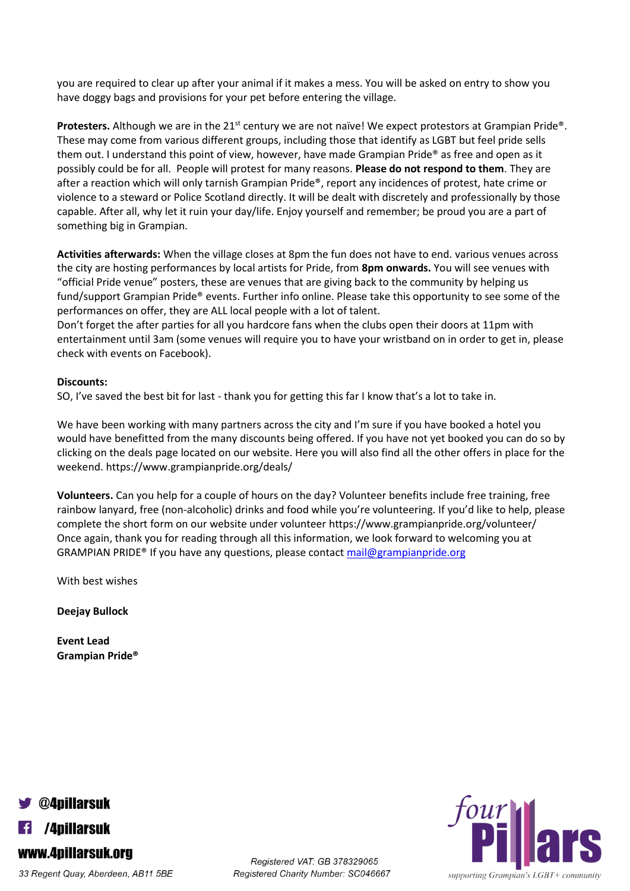you are required to clear up after your animal if it makes a mess. You will be asked on entry to show you have doggy bags and provisions for your pet before entering the village.

**Protesters.** Although we are in the 21st century we are not naïve! We expect protestors at Grampian Pride®. These may come from various different groups, including those that identify as LGBT but feel pride sells them out. I understand this point of view, however, have made Grampian Pride® as free and open as it possibly could be for all. People will protest for many reasons. **Please do not respond to them**. They are after a reaction which will only tarnish Grampian Pride®, report any incidences of protest, hate crime or violence to a steward or Police Scotland directly. It will be dealt with discretely and professionally by those capable. After all, why let it ruin your day/life. Enjoy yourself and remember; be proud you are a part of something big in Grampian.

**Activities afterwards:** When the village closes at 8pm the fun does not have to end. various venues across the city are hosting performances by local artists for Pride, from **8pm onwards.** You will see venues with "official Pride venue" posters, these are venues that are giving back to the community by helping us fund/support Grampian Pride® events. Further info online. Please take this opportunity to see some of the performances on offer, they are ALL local people with a lot of talent.
Don't forget the after parties for all you hardcore fans when the clubs open their doors at 11pm with entertainment until 3am (some venues will require you to have your wristband on in order to get in, please check with events on Facebook).

**Discounts:**
SO, I've saved the best bit for last - thank you for getting this far I know that's a lot to take in.

We have been working with many partners across the city and I'm sure if you have booked a hotel you would have benefitted from the many discounts being offered. If you have not yet booked you can do so by clicking on the deals page located on our website. Here you will also find all the other offers in place for the weekend. https://www.grampianpride.org/deals/

**Volunteers.** Can you help for a couple of hours on the day? Volunteer benefits include free training, free rainbow lanyard, free (non-alcoholic) drinks and food while you're volunteering. If you'd like to help, please complete the short form on our website under volunteer https://www.grampianpride.org/volunteer/
Once again, thank you for reading through all this information, we look forward to welcoming you at GRAMPIAN PRIDE® If you have any questions, please contact mail@grampianpride.org

With best wishes

**Deejay Bullock**

**Event Lead**
**Grampian Pride®**

@4pillarsuk
/4pillarsuk
www.4pillarsuk.org
33 Regent Quay, Aberdeen, AB11 5BE

Registered VAT: GB 378329065
Registered Charity Number: SC046667

four Pillars
supporting Grampian's LGBT+ community